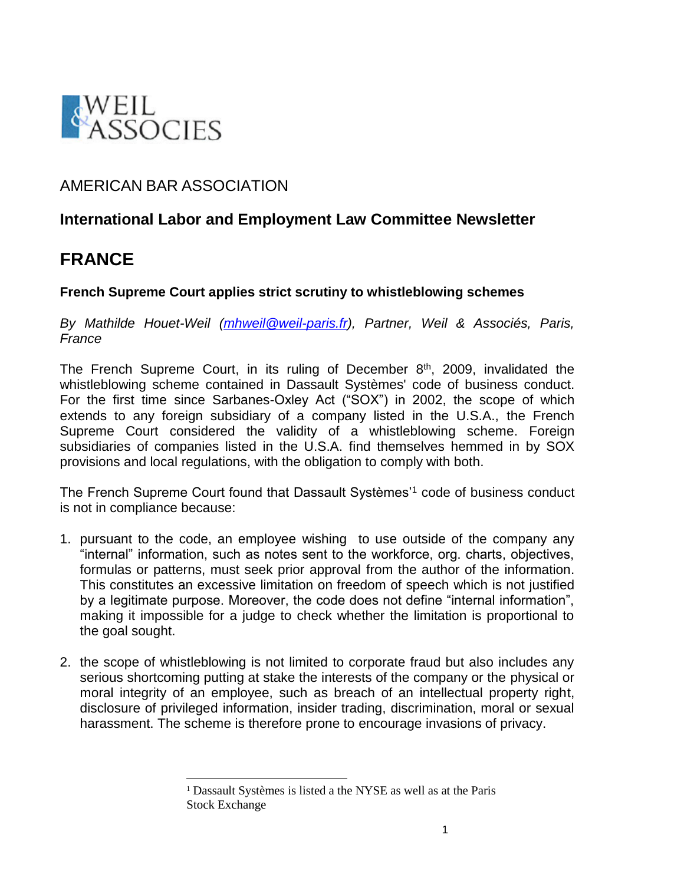WEIL & ASSOCIES

AMERICAN BAR ASSOCIATION

## International Labor and Employment Law Committee Newsletter

# FRANCE

### French Supreme Court applies strict scrutiny to whistleblowing schemes

*By Mathilde Houet-Weil ([mhweil@weil-paris.fr](mailto:mhweil@weil-paris.fr)), Partner, Weil & Associés, Paris, France*

The French Supreme Court, in its ruling of December 8th, 2009, invalidated the whistleblowing scheme contained in Dassault Systèmes' code of business conduct. For the first time since Sarbanes-Oxley Act ("SOX") in 2002, the scope of which extends to any foreign subsidiary of a company listed in the U.S.A., the French Supreme Court considered the validity of a whistleblowing scheme. Foreign subsidiaries of companies listed in the U.S.A. find themselves hemmed in by SOX provisions and local regulations, with the obligation to comply with both.

The French Supreme Court found that Dassault Systèmes'[1] code of business conduct is not in compliance because:

1. pursuant to the code, an employee wishing to use outside of the company any "internal" information, such as notes sent to the workforce, org. charts, objectives, formulas or patterns, must seek prior approval from the author of the information. This constitutes an excessive limitation on freedom of speech which is not justified by a legitimate purpose. Moreover, the code does not define "internal information", making it impossible for a judge to check whether the limitation is proportional to the goal sought.

2. the scope of whistleblowing is not limited to corporate fraud but also includes any serious shortcoming putting at stake the interests of the company or the physical or moral integrity of an employee, such as breach of an intellectual property right, disclosure of privileged information, insider trading, discrimination, moral or sexual harassment. The scheme is therefore prone to encourage invasions of privacy.

---

[1] Dassault Systèmes is listed a the NYSE as well as at the Paris Stock Exchange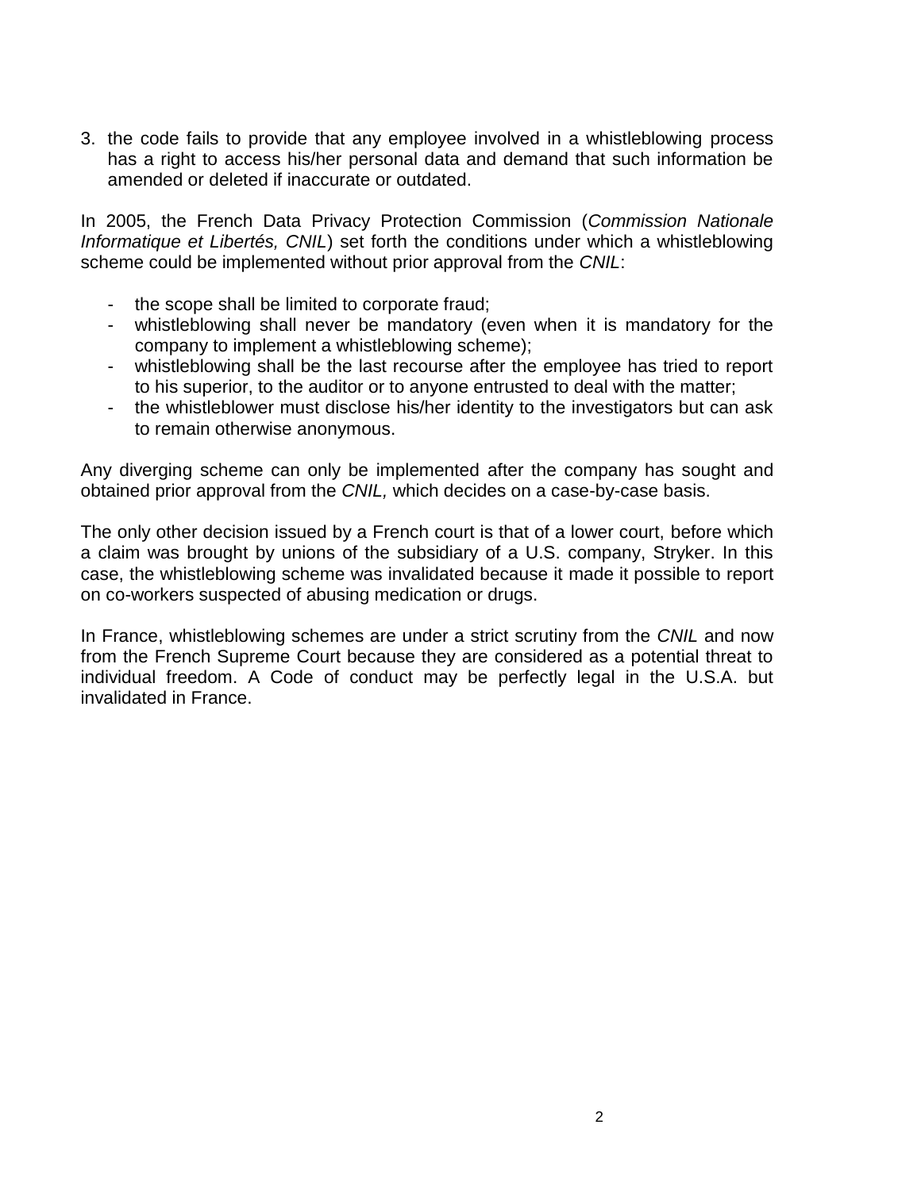3. the code fails to provide that any employee involved in a whistleblowing process has a right to access his/her personal data and demand that such information be amended or deleted if inaccurate or outdated.

In 2005, the French Data Privacy Protection Commission (*Commission Nationale Informatique et Libertés, CNIL*) set forth the conditions under which a whistleblowing scheme could be implemented without prior approval from the *CNIL*:

- the scope shall be limited to corporate fraud;
- whistleblowing shall never be mandatory (even when it is mandatory for the company to implement a whistleblowing scheme);
- whistleblowing shall be the last recourse after the employee has tried to report to his superior, to the auditor or to anyone entrusted to deal with the matter;
- the whistleblower must disclose his/her identity to the investigators but can ask to remain otherwise anonymous.

Any diverging scheme can only be implemented after the company has sought and obtained prior approval from the *CNIL,* which decides on a case-by-case basis.

The only other decision issued by a French court is that of a lower court, before which a claim was brought by unions of the subsidiary of a U.S. company, Stryker. In this case, the whistleblowing scheme was invalidated because it made it possible to report on co-workers suspected of abusing medication or drugs.

In France, whistleblowing schemes are under a strict scrutiny from the *CNIL* and now from the French Supreme Court because they are considered as a potential threat to individual freedom. A Code of conduct may be perfectly legal in the U.S.A. but invalidated in France.